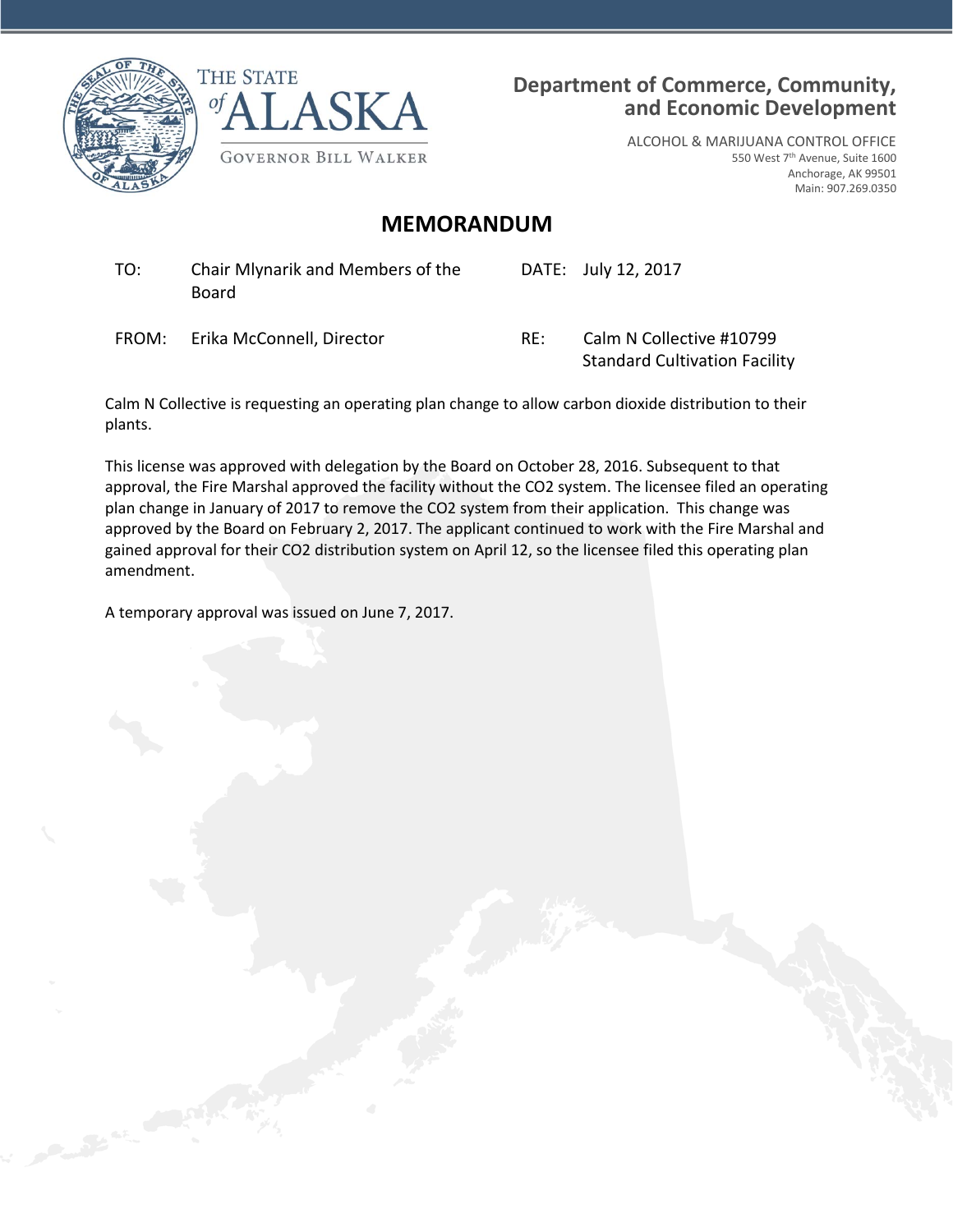THE STATE of ALASKA

GOVERNOR BILL WALKER

**Department of Commerce, Community, and Economic Development**

ALCOHOL & MARIJUANA CONTROL OFFICE
550 West 7th Avenue, Suite 1600
Anchorage, AK 99501
Main: 907.269.0350

# MEMORANDUM

| | | | |
|---|---|---|---|
| TO: | Chair Mlynarik and Members of the Board | DATE: | July 12, 2017 |
| FROM: | Erika McConnell, Director | RE: | Calm N Collective #10799 Standard Cultivation Facility |

Calm N Collective is requesting an operating plan change to allow carbon dioxide distribution to their plants.

This license was approved with delegation by the Board on October 28, 2016. Subsequent to that approval, the Fire Marshal approved the facility without the CO2 system. The licensee filed an operating plan change in January of 2017 to remove the CO2 system from their application. This change was approved by the Board on February 2, 2017. The applicant continued to work with the Fire Marshal and gained approval for their CO2 distribution system on April 12, so the licensee filed this operating plan amendment.

A temporary approval was issued on June 7, 2017.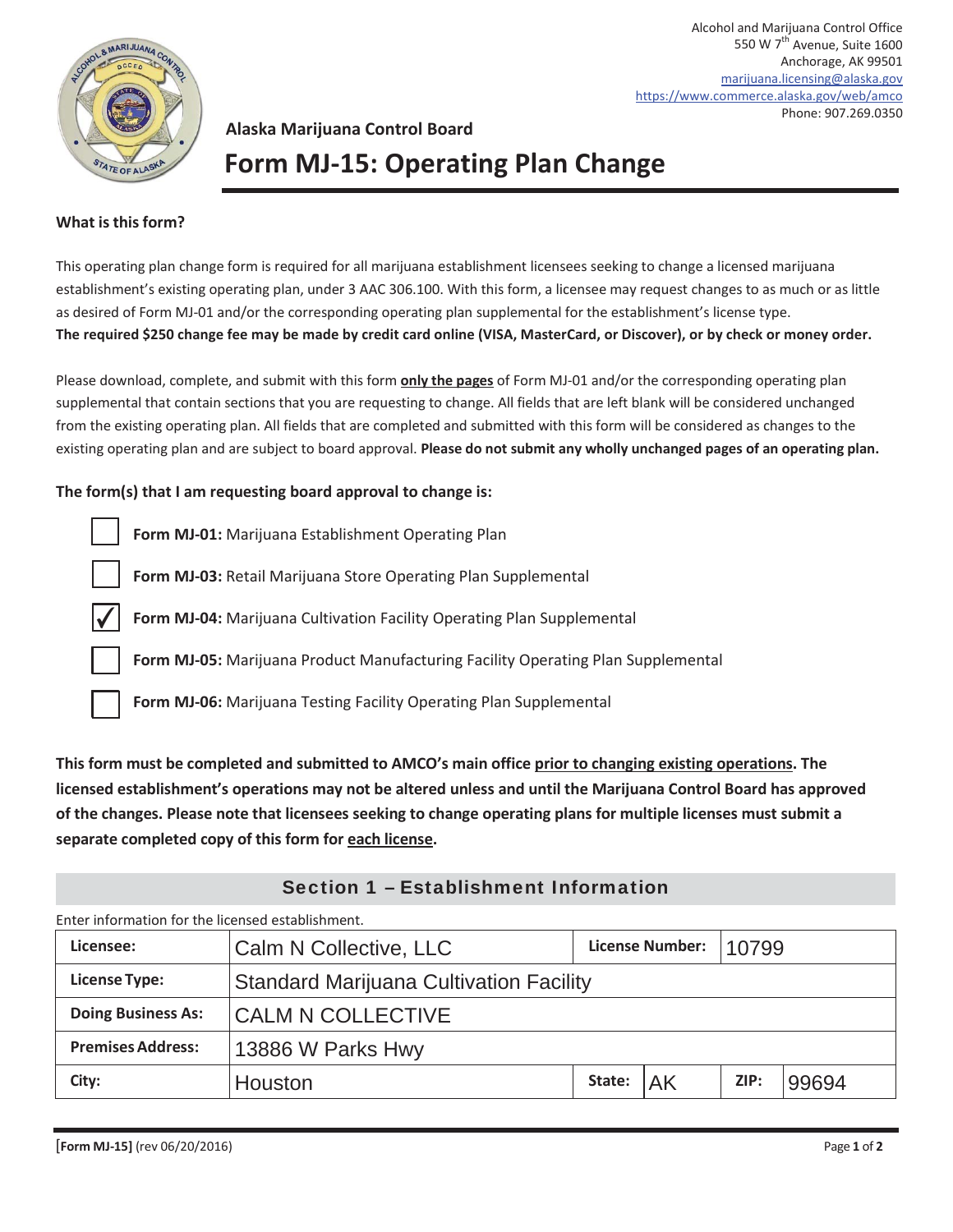Alcohol and Marijuana Control Office
550 W 7th Avenue, Suite 1600
Anchorage, AK 99501
marijuana.licensing@alaska.gov
https://www.commerce.alaska.gov/web/amco
Phone: 907.269.0350

**Alaska Marijuana Control Board**

# Form MJ-15: Operating Plan Change

**What is this form?**

This operating plan change form is required for all marijuana establishment licensees seeking to change a licensed marijuana establishment's existing operating plan, under 3 AAC 306.100. With this form, a licensee may request changes to as much or as little as desired of Form MJ-01 and/or the corresponding operating plan supplemental for the establishment's license type.
**The required $250 change fee may be made by credit card online (VISA, MasterCard, or Discover), or by check or money order.**

Please download, complete, and submit with this form **only the pages** of Form MJ-01 and/or the corresponding operating plan supplemental that contain sections that you are requesting to change. All fields that are left blank will be considered unchanged from the existing operating plan. All fields that are completed and submitted with this form will be considered as changes to the existing operating plan and are subject to board approval. **Please do not submit any wholly unchanged pages of an operating plan.**

**The form(s) that I am requesting board approval to change is:**

- ☐ **Form MJ-01:** Marijuana Establishment Operating Plan
- ☐ **Form MJ-03:** Retail Marijuana Store Operating Plan Supplemental
- ☑ **Form MJ-04:** Marijuana Cultivation Facility Operating Plan Supplemental
- ☐ **Form MJ-05:** Marijuana Product Manufacturing Facility Operating Plan Supplemental
- ☐ **Form MJ-06:** Marijuana Testing Facility Operating Plan Supplemental

**This form must be completed and submitted to AMCO's main office prior to changing existing operations. The licensed establishment's operations may not be altered unless and until the Marijuana Control Board has approved of the changes. Please note that licensees seeking to change operating plans for multiple licenses must submit a separate completed copy of this form for each license.**

## Section 1 – Establishment Information

Enter information for the licensed establishment.

| | | | | | |
|---|---|---|---|---|---|
| **Licensee:** | Calm N Collective, LLC | **License Number:** | 10799 | | |
| **License Type:** | Standard Marijuana Cultivation Facility | | | | |
| **Doing Business As:** | CALM N COLLECTIVE | | | | |
| **Premises Address:** | 13886 W Parks Hwy | | | | |
| **City:** | Houston | **State:** | AK | **ZIP:** | 99694 |

**[Form MJ-15]** (rev 06/20/2016)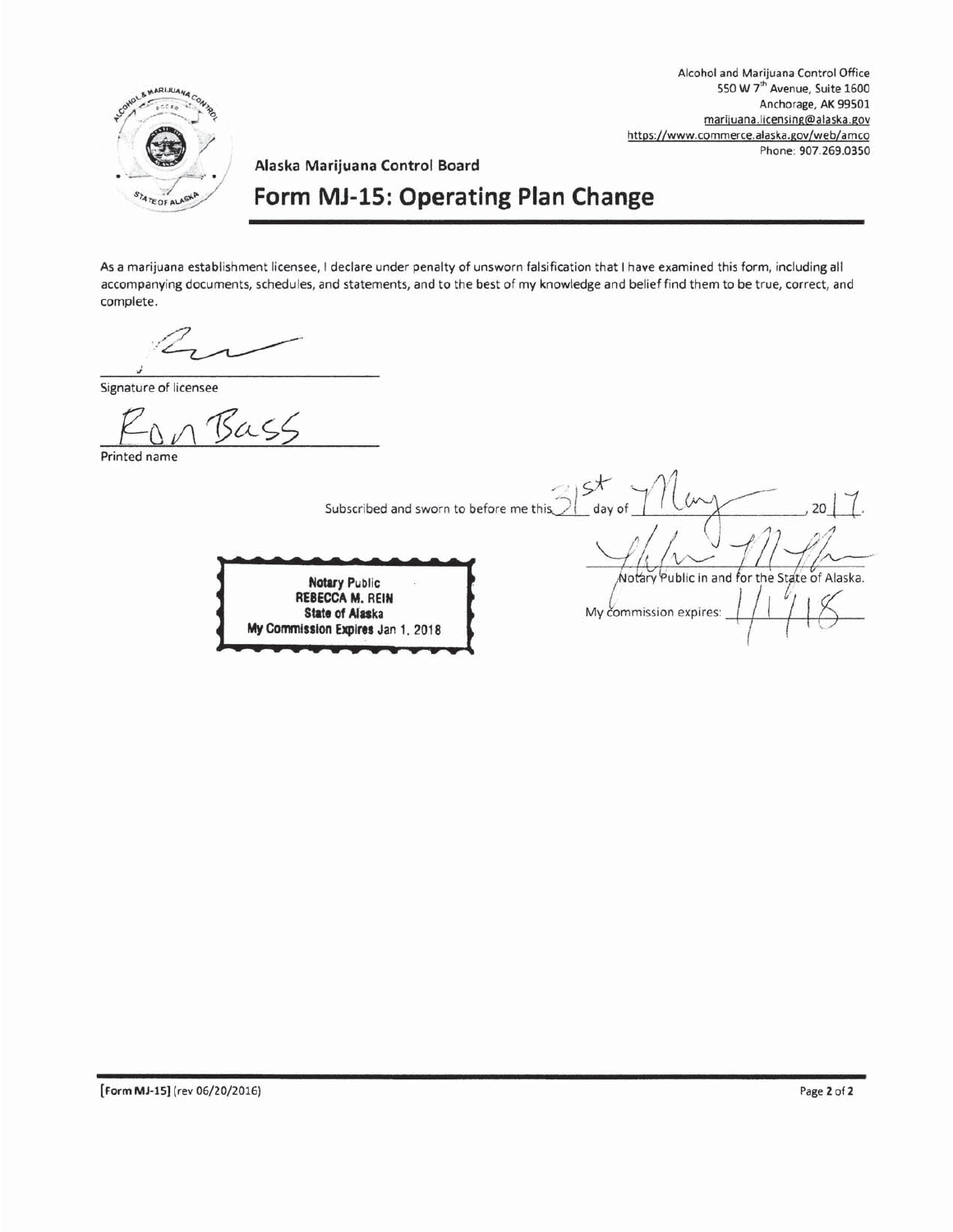Alcohol and Marijuana Control Office
550 W 7th Avenue, Suite 1600
Anchorage, AK 99501
marijuana.licensing@alaska.gov
https://www.commerce.alaska.gov/web/amco
Phone: 907.269.0350

Alaska Marijuana Control Board

# Form MJ-15: Operating Plan Change

As a marijuana establishment licensee, I declare under penalty of unsworn falsification that I have examined this form, including all accompanying documents, schedules, and statements, and to the best of my knowledge and belief find them to be true, correct, and complete.

_______________________________
Signature of licensee

Ron Bass
_______________________________
Printed name

Subscribed and sworn to before me this 31st day of May, 2017.

_______________________________
Notary Public in and for the State of Alaska.

My commission expires: 1/1/18

Notary Public
REBECCA M. REIN
State of Alaska
My Commission Expires Jan 1, 2018

[Form MJ-15] (rev 06/20/2016)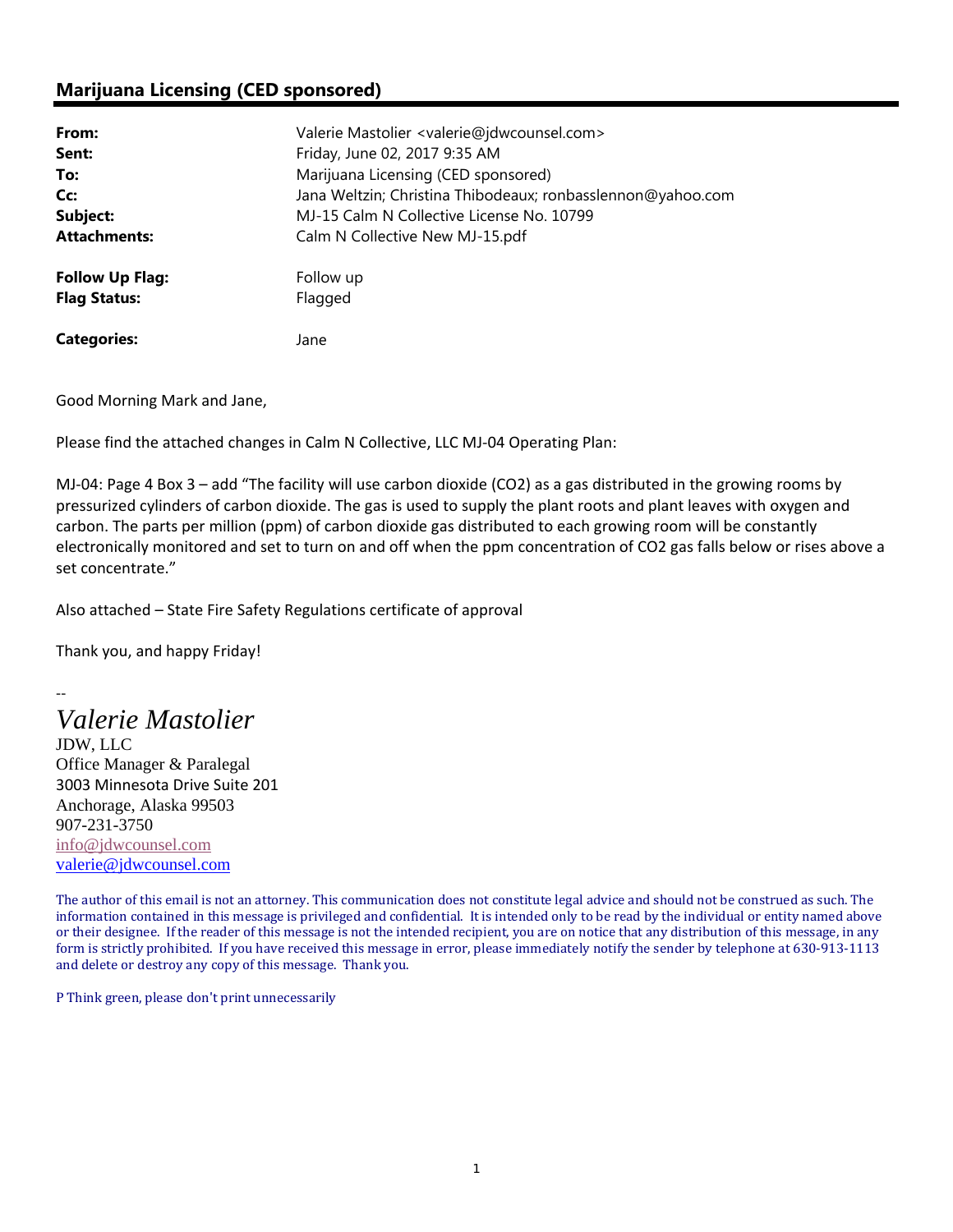## Marijuana Licensing (CED sponsored)

| | |
|---|---|
| **From:** | Valerie Mastolier <valerie@jdwcounsel.com> |
| **Sent:** | Friday, June 02, 2017 9:35 AM |
| **To:** | Marijuana Licensing (CED sponsored) |
| **Cc:** | Jana Weltzin; Christina Thibodeaux; ronbasslennon@yahoo.com |
| **Subject:** | MJ-15 Calm N Collective License No. 10799 |
| **Attachments:** | Calm N Collective New MJ-15.pdf |
| **Follow Up Flag:** | Follow up |
| **Flag Status:** | Flagged |
| **Categories:** | Jane |

Good Morning Mark and Jane,

Please find the attached changes in Calm N Collective, LLC MJ-04 Operating Plan:

MJ-04: Page 4 Box 3 – add "The facility will use carbon dioxide ($CO_2$) as a gas distributed in the growing rooms by pressurized cylinders of carbon dioxide. The gas is used to supply the plant roots and plant leaves with oxygen and carbon. The parts per million (ppm) of carbon dioxide gas distributed to each growing room will be constantly electronically monitored and set to turn on and off when the ppm concentration of $CO_2$ gas falls below or rises above a set concentrate."

Also attached – State Fire Safety Regulations certificate of approval

Thank you, and happy Friday!

--

*Valerie Mastolier*
JDW, LLC
Office Manager & Paralegal
3003 Minnesota Drive Suite 201
Anchorage, Alaska 99503
907-231-3750
info@jdwcounsel.com
valerie@jdwcounsel.com

The author of this email is not an attorney. This communication does not constitute legal advice and should not be construed as such. The information contained in this message is privileged and confidential. It is intended only to be read by the individual or entity named above or their designee. If the reader of this message is not the intended recipient, you are on notice that any distribution of this message, in any form is strictly prohibited. If you have received this message in error, please immediately notify the sender by telephone at 630-913-1113 and delete or destroy any copy of this message. Thank you.

P Think green, please don't print unnecessarily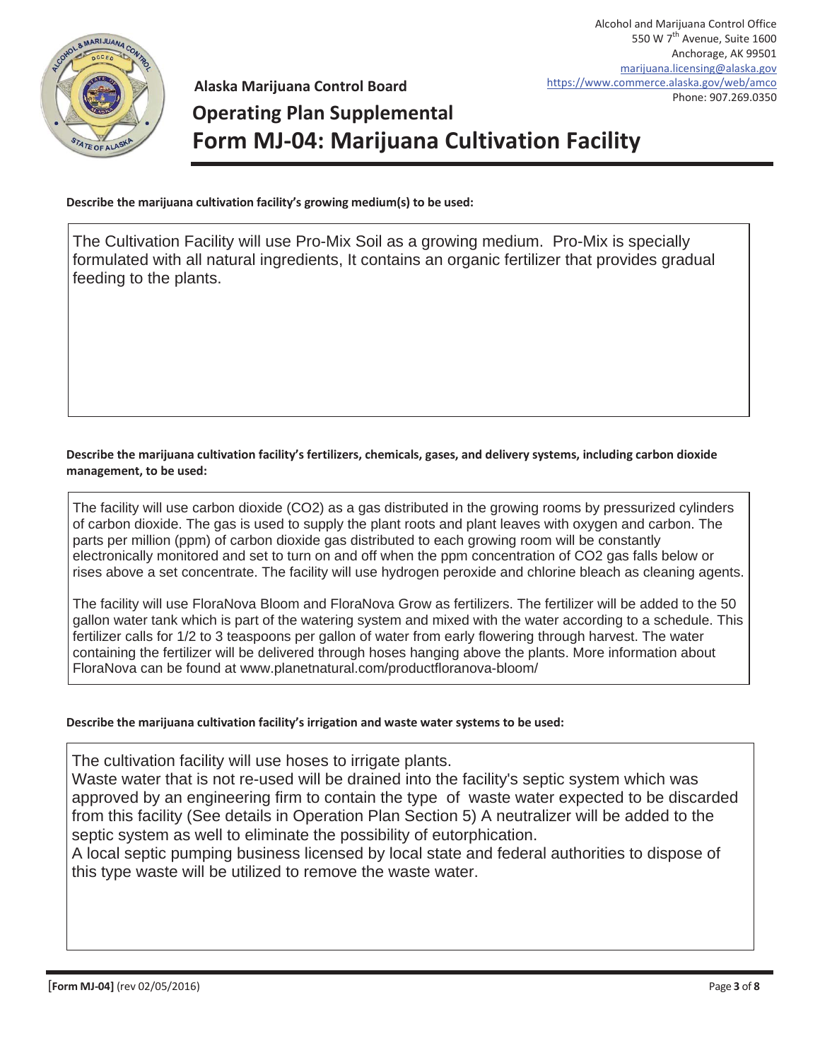Alcohol and Marijuana Control Office
550 W 7th Avenue, Suite 1600
Anchorage, AK 99501
marijuana.licensing@alaska.gov
https://www.commerce.alaska.gov/web/amco
Phone: 907.269.0350

**Alaska Marijuana Control Board**

# Operating Plan Supplemental
# Form MJ-04: Marijuana Cultivation Facility

**Describe the marijuana cultivation facility's growing medium(s) to be used:**

The Cultivation Facility will use Pro-Mix Soil as a growing medium. Pro-Mix is specially formulated with all natural ingredients, It contains an organic fertilizer that provides gradual feeding to the plants.

**Describe the marijuana cultivation facility's fertilizers, chemicals, gases, and delivery systems, including carbon dioxide management, to be used:**

The facility will use carbon dioxide ($CO_2$) as a gas distributed in the growing rooms by pressurized cylinders of carbon dioxide. The gas is used to supply the plant roots and plant leaves with oxygen and carbon. The parts per million (ppm) of carbon dioxide gas distributed to each growing room will be constantly electronically monitored and set to turn on and off when the ppm concentration of $CO_2$ gas falls below or rises above a set concentrate. The facility will use hydrogen peroxide and chlorine bleach as cleaning agents.

The facility will use FloraNova Bloom and FloraNova Grow as fertilizers. The fertilizer will be added to the 50 gallon water tank which is part of the watering system and mixed with the water according to a schedule. This fertilizer calls for 1/2 to 3 teaspoons per gallon of water from early flowering through harvest. The water containing the fertilizer will be delivered through hoses hanging above the plants. More information about FloraNova can be found at www.planetnatural.com/productfloranova-bloom/

**Describe the marijuana cultivation facility's irrigation and waste water systems to be used:**

The cultivation facility will use hoses to irrigate plants.
Waste water that is not re-used will be drained into the facility's septic system which was approved by an engineering firm to contain the type of waste water expected to be discarded from this facility (See details in Operation Plan Section 5) A neutralizer will be added to the septic system as well to eliminate the possibility of eutorphication.
A local septic pumping business licensed by local state and federal authorities to dispose of this type waste will be utilized to remove the waste water.

**[Form MJ-04]** (rev 02/05/2016)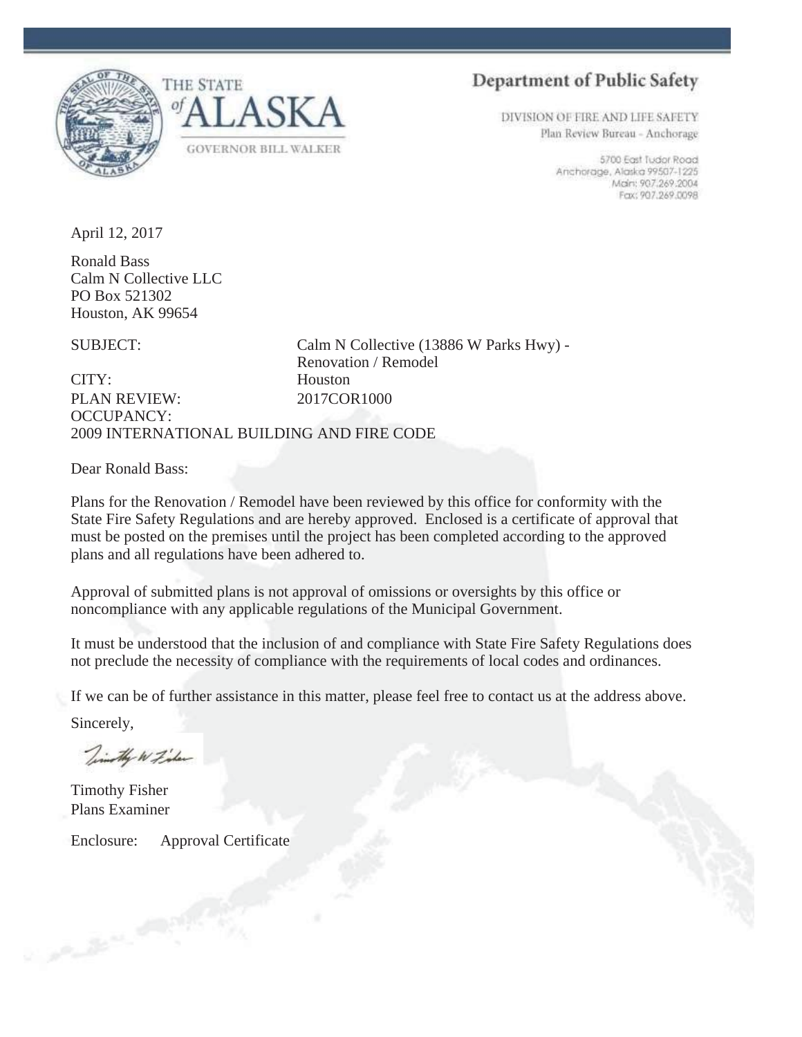THE STATE of ALASKA

GOVERNOR BILL WALKER

**Department of Public Safety**

DIVISION OF FIRE AND LIFE SAFETY
Plan Review Bureau - Anchorage

5700 East Tudor Road
Anchorage, Alaska 99507-1225
Main: 907.269.2004
Fax: 907.269.0098

April 12, 2017

Ronald Bass
Calm N Collective LLC
PO Box 521302
Houston, AK 99654

SUBJECT: Calm N Collective (13886 W Parks Hwy) - Renovation / Remodel
CITY: Houston
PLAN REVIEW: 2017COR1000
OCCUPANCY:
2009 INTERNATIONAL BUILDING AND FIRE CODE

Dear Ronald Bass:

Plans for the Renovation / Remodel have been reviewed by this office for conformity with the State Fire Safety Regulations and are hereby approved. Enclosed is a certificate of approval that must be posted on the premises until the project has been completed according to the approved plans and all regulations have been adhered to.

Approval of submitted plans is not approval of omissions or oversights by this office or noncompliance with any applicable regulations of the Municipal Government.

It must be understood that the inclusion of and compliance with State Fire Safety Regulations does not preclude the necessity of compliance with the requirements of local codes and ordinances.

If we can be of further assistance in this matter, please feel free to contact us at the address above.

Sincerely,

Timothy W Fisher

Timothy Fisher
Plans Examiner

Enclosure: Approval Certificate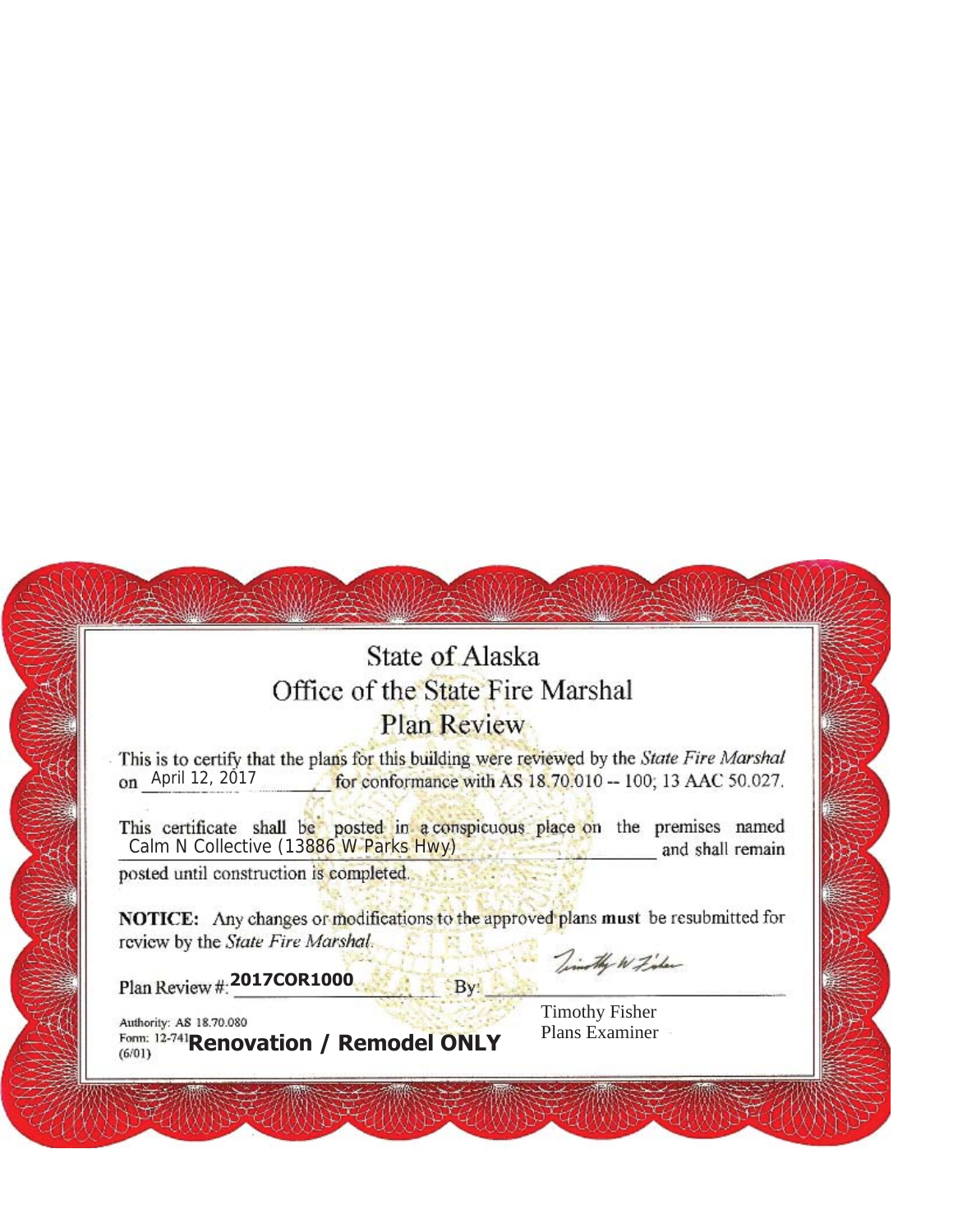# State of Alaska

## Office of the State Fire Marshal

### Plan Review

This is to certify that the plans for this building were reviewed by the *State Fire Marshal* on April 12, 2017 for conformance with AS 18.70.010 -- 100; 13 AAC 50.027.

This certificate shall be posted in a conspicuous place on the premises named Calm N Collective (13886 W Parks Hwy) and shall remain posted until construction is completed.

**NOTICE:** Any changes or modifications to the approved plans **must** be resubmitted for review by the *State Fire Marshal*.

Plan Review #: **2017COR1000**

By: Timothy W Fisher

Timothy Fisher
Plans Examiner

Authority: AS 18.70.080
Form: 12-741 **Renovation / Remodel ONLY**
(6/01)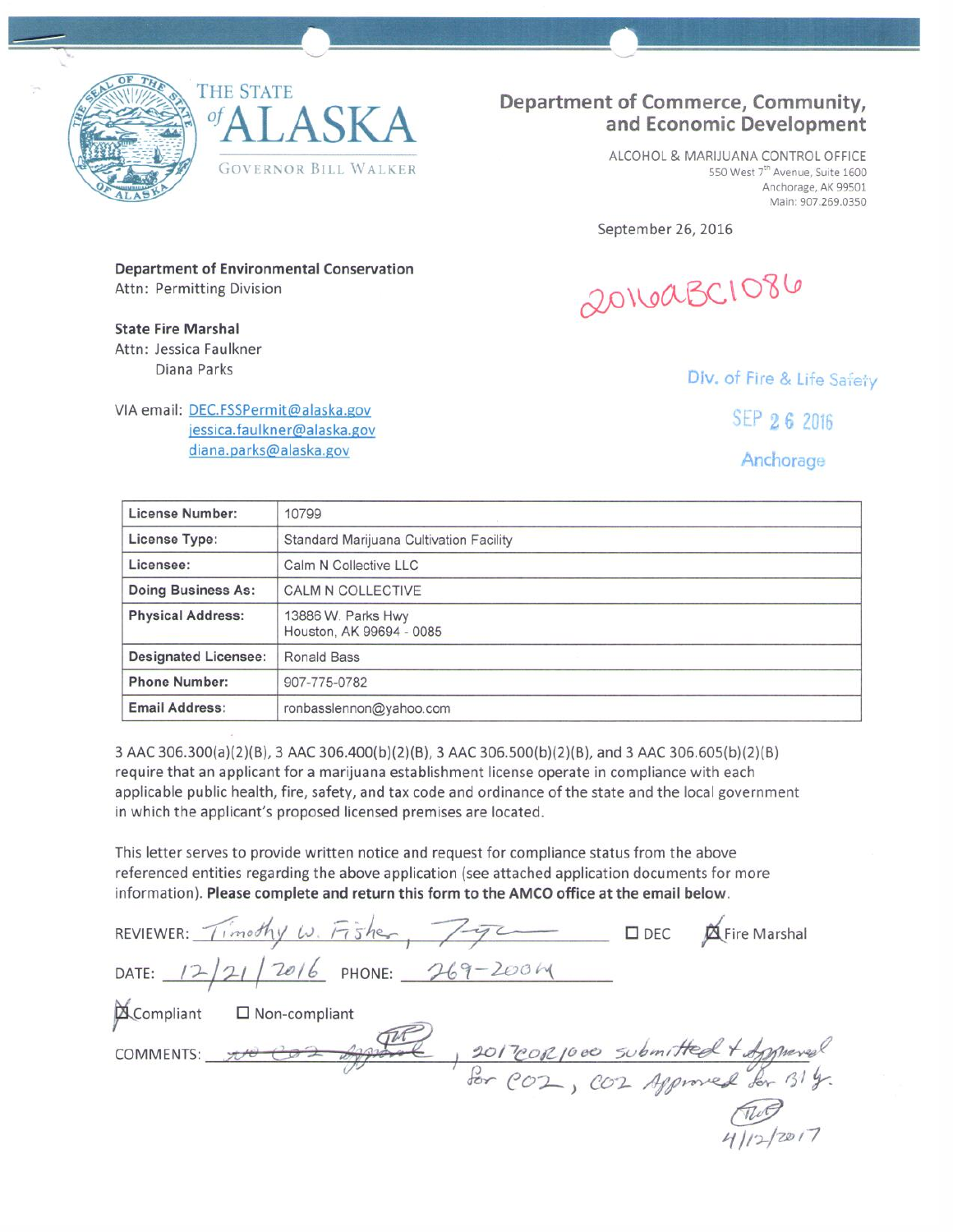THE STATE of ALASKA

GOVERNOR BILL WALKER

**Department of Commerce, Community, and Economic Development**

ALCOHOL & MARIJUANA CONTROL OFFICE
550 West 7th Avenue, Suite 1600
Anchorage, AK 99501
Main: 907.269.0350

September 26, 2016

2016aBC1086

**Department of Environmental Conservation**
Attn: Permitting Division

**State Fire Marshal**
Attn: Jessica Faulkner
Diana Parks

Div. of Fire & Life Safety
SEP 26 2016
Anchorage

VIA email: DEC.FSSPermit@alaska.gov
jessica.faulkner@alaska.gov
diana.parks@alaska.gov

| | |
|---|---|
| **License Number:** | 10799 |
| **License Type:** | Standard Marijuana Cultivation Facility |
| **Licensee:** | Calm N Collective LLC |
| **Doing Business As:** | CALM N COLLECTIVE |
| **Physical Address:** | 13886 W. Parks Hwy<br>Houston, AK 99694 - 0085 |
| **Designated Licensee:** | Ronald Bass |
| **Phone Number:** | 907-775-0782 |
| **Email Address:** | ronbasslennon@yahoo.com |

3 AAC 306.300(a)(2)(B), 3 AAC 306.400(b)(2)(B), 3 AAC 306.500(b)(2)(B), and 3 AAC 306.605(b)(2)(B) require that an applicant for a marijuana establishment license operate in compliance with each applicable public health, fire, safety, and tax code and ordinance of the state and the local government in which the applicant's proposed licensed premises are located.

This letter serves to provide written notice and request for compliance status from the above referenced entities regarding the above application (see attached application documents for more information). **Please complete and return this form to the AMCO office at the email below.**

REVIEWER: Timothy W. Fisher, [signature] ☐ DEC ☒ Fire Marshal

DATE: 12/21/2016 PHONE: 269-2004

☒ Compliant ☐ Non-compliant

COMMENTS: ~~no CO2 approval~~ TWF, 2017COR1000 submitted + approved for CO2, CO2 approved for B1 4.
TWF
4/12/2017